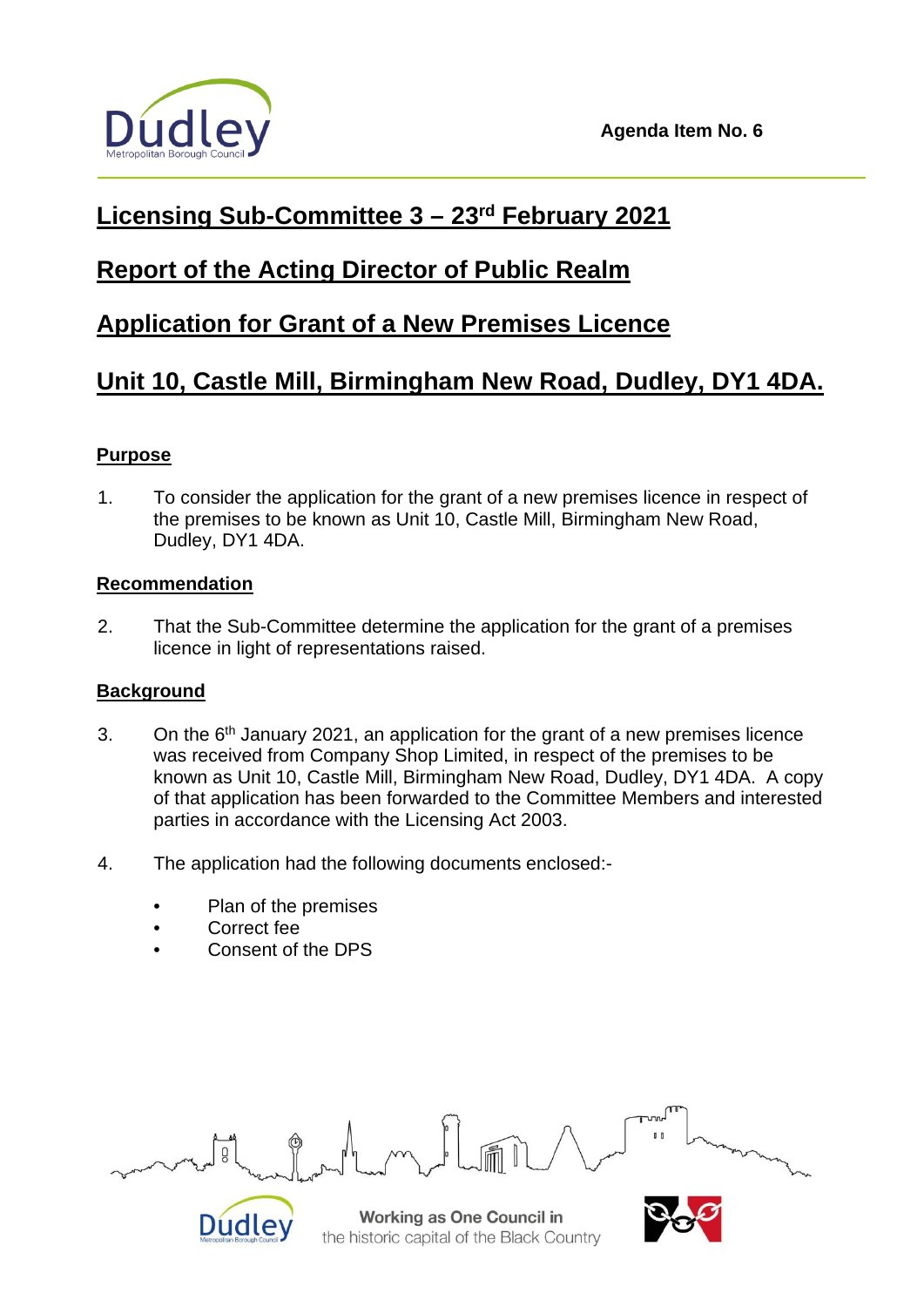Agenda Item No. 6

# Licensing Sub-Committee 3 – 23rd February 2021

## Report of the Acting Director of Public Realm

## Application for Grant of a New Premises Licence

## Unit 10, Castle Mill, Birmingham New Road, Dudley, DY1 4DA.

### Purpose

1. To consider the application for the grant of a new premises licence in respect of the premises to be known as Unit 10, Castle Mill, Birmingham New Road, Dudley, DY1 4DA.

### Recommendation

2. That the Sub-Committee determine the application for the grant of a premises licence in light of representations raised.

### Background

3. On the 6th January 2021, an application for the grant of a new premises licence was received from Company Shop Limited, in respect of the premises to be known as Unit 10, Castle Mill, Birmingham New Road, Dudley, DY1 4DA. A copy of that application has been forwarded to the Committee Members and interested parties in accordance with the Licensing Act 2003.

4. The application had the following documents enclosed:-

   - Plan of the premises
   - Correct fee
   - Consent of the DPS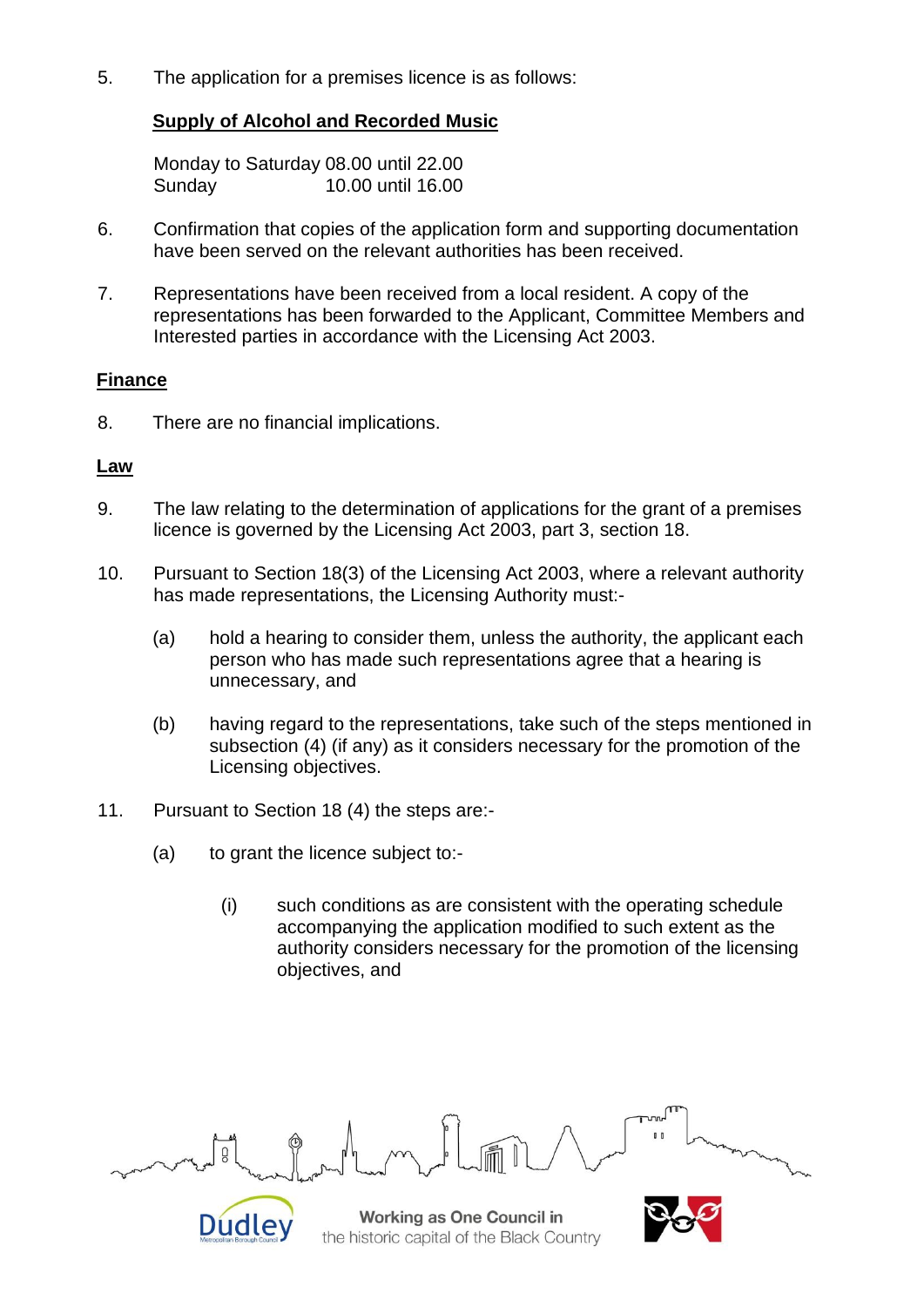5. The application for a premises licence is as follows:

**Supply of Alcohol and Recorded Music**

Monday to Saturday 08.00 until 22.00
Sunday 10.00 until 16.00

6. Confirmation that copies of the application form and supporting documentation have been served on the relevant authorities has been received.

7. Representations have been received from a local resident. A copy of the representations has been forwarded to the Applicant, Committee Members and Interested parties in accordance with the Licensing Act 2003.

**Finance**

8. There are no financial implications.

**Law**

9. The law relating to the determination of applications for the grant of a premises licence is governed by the Licensing Act 2003, part 3, section 18.

10. Pursuant to Section 18(3) of the Licensing Act 2003, where a relevant authority has made representations, the Licensing Authority must:-

    (a) hold a hearing to consider them, unless the authority, the applicant each person who has made such representations agree that a hearing is unnecessary, and

    (b) having regard to the representations, take such of the steps mentioned in subsection (4) (if any) as it considers necessary for the promotion of the Licensing objectives.

11. Pursuant to Section 18 (4) the steps are:-

    (a) to grant the licence subject to:-

        (i) such conditions as are consistent with the operating schedule accompanying the application modified to such extent as the authority considers necessary for the promotion of the licensing objectives, and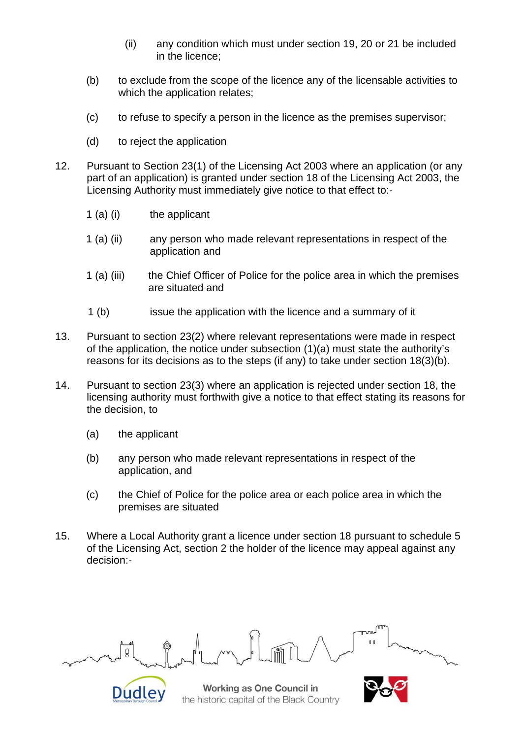(ii) any condition which must under section 19, 20 or 21 be included in the licence;

(b) to exclude from the scope of the licence any of the licensable activities to which the application relates;

(c) to refuse to specify a person in the licence as the premises supervisor;

(d) to reject the application

12. Pursuant to Section 23(1) of the Licensing Act 2003 where an application (or any part of an application) is granted under section 18 of the Licensing Act 2003, the Licensing Authority must immediately give notice to that effect to:-

    1 (a) (i) the applicant

    1 (a) (ii) any person who made relevant representations in respect of the application and

    1 (a) (iii) the Chief Officer of Police for the police area in which the premises are situated and

    1 (b) issue the application with the licence and a summary of it

13. Pursuant to section 23(2) where relevant representations were made in respect of the application, the notice under subsection (1)(a) must state the authority's reasons for its decisions as to the steps (if any) to take under section 18(3)(b).

14. Pursuant to section 23(3) where an application is rejected under section 18, the licensing authority must forthwith give a notice to that effect stating its reasons for the decision, to

    (a) the applicant

    (b) any person who made relevant representations in respect of the application, and

    (c) the Chief of Police for the police area or each police area in which the premises are situated

15. Where a Local Authority grant a licence under section 18 pursuant to schedule 5 of the Licensing Act, section 2 the holder of the licence may appeal against any decision:-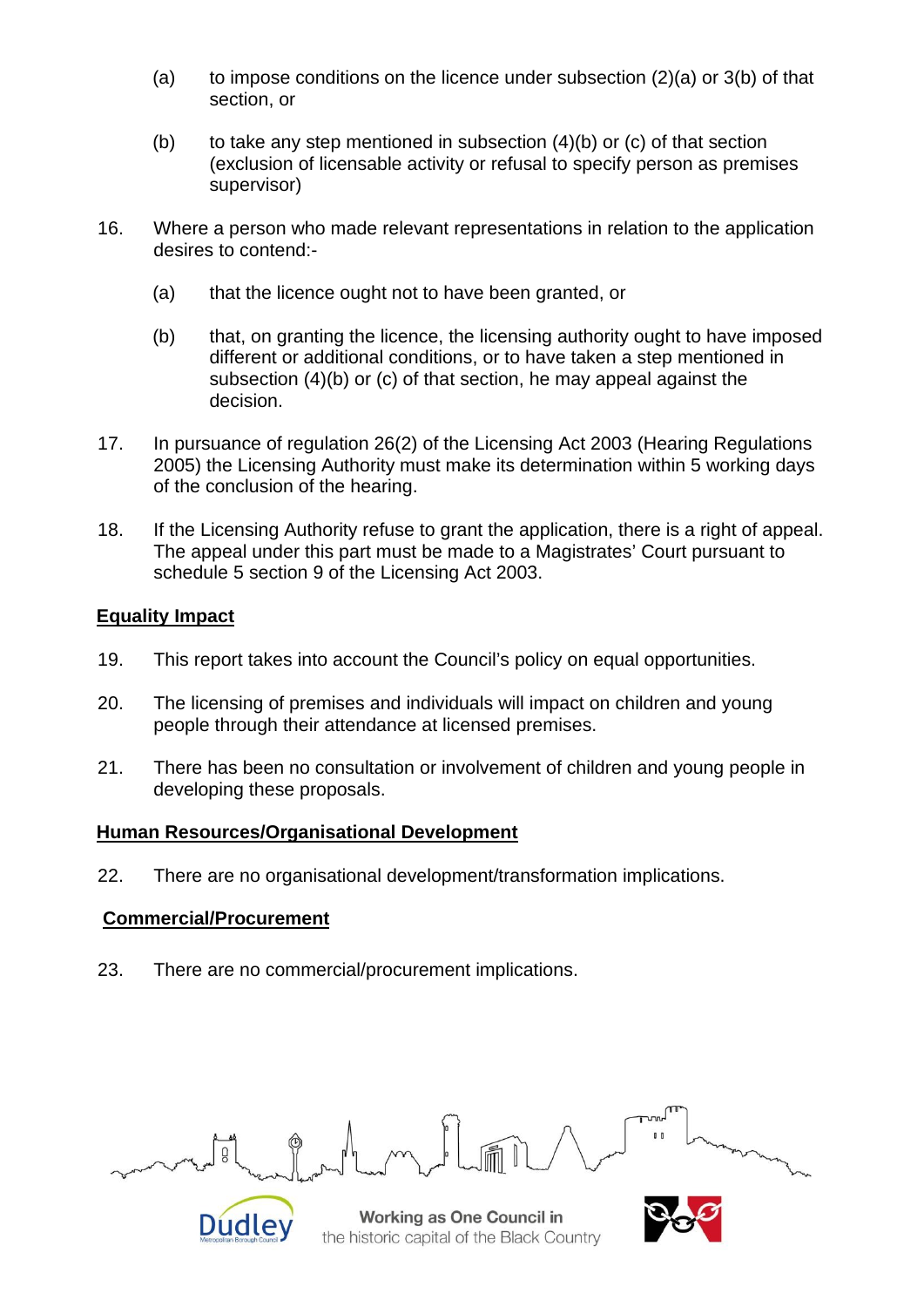(a) to impose conditions on the licence under subsection (2)(a) or 3(b) of that section, or

(b) to take any step mentioned in subsection (4)(b) or (c) of that section (exclusion of licensable activity or refusal to specify person as premises supervisor)

16. Where a person who made relevant representations in relation to the application desires to contend:-

    (a) that the licence ought not to have been granted, or

    (b) that, on granting the licence, the licensing authority ought to have imposed different or additional conditions, or to have taken a step mentioned in subsection (4)(b) or (c) of that section, he may appeal against the decision.

17. In pursuance of regulation 26(2) of the Licensing Act 2003 (Hearing Regulations 2005) the Licensing Authority must make its determination within 5 working days of the conclusion of the hearing.

18. If the Licensing Authority refuse to grant the application, there is a right of appeal. The appeal under this part must be made to a Magistrates' Court pursuant to schedule 5 section 9 of the Licensing Act 2003.

**Equality Impact**

19. This report takes into account the Council's policy on equal opportunities.

20. The licensing of premises and individuals will impact on children and young people through their attendance at licensed premises.

21. There has been no consultation or involvement of children and young people in developing these proposals.

**Human Resources/Organisational Development**

22. There are no organisational development/transformation implications.

**Commercial/Procurement**

23. There are no commercial/procurement implications.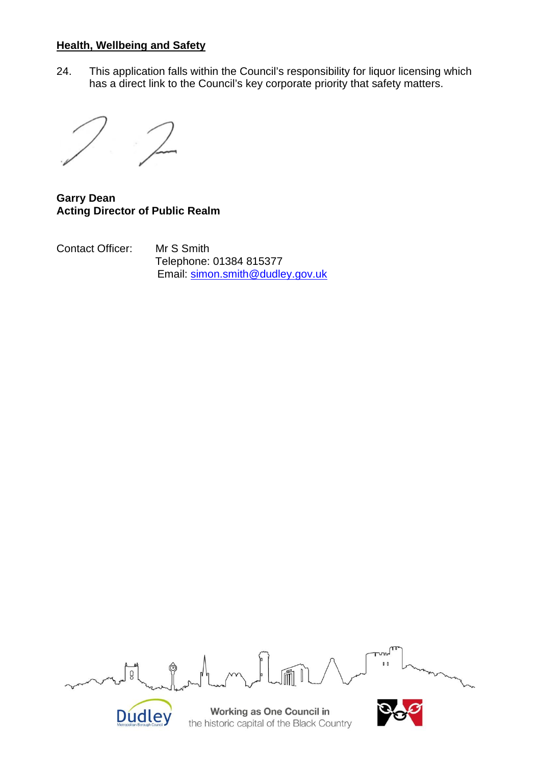**Health, Wellbeing and Safety**

24. This application falls within the Council's responsibility for liquor licensing which has a direct link to the Council's key corporate priority that safety matters.

**Garry Dean**
**Acting Director of Public Realm**

Contact Officer: Mr S Smith
Telephone: 01384 815377
Email: simon.smith@dudley.gov.uk